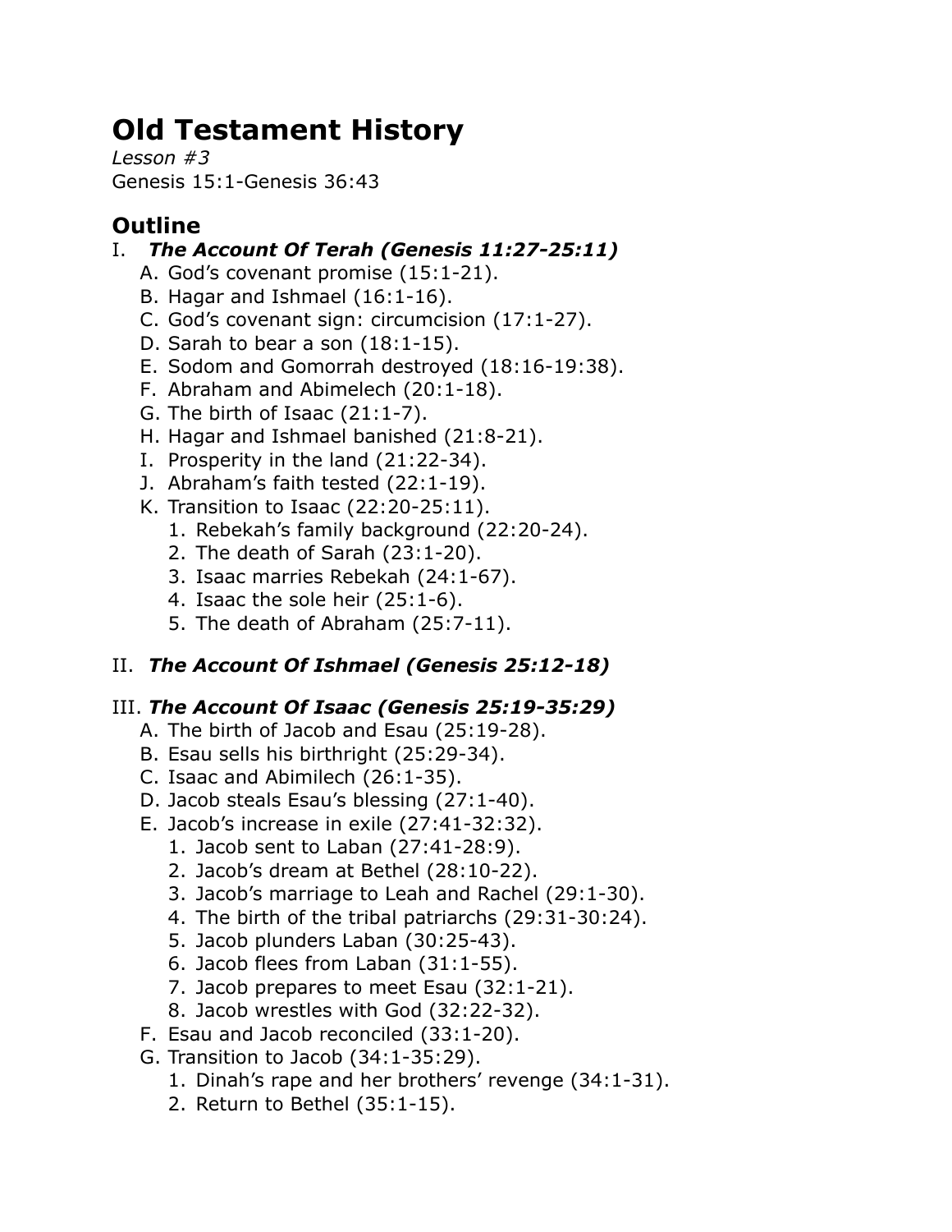# Old Testament History

*Lesson #3*
Genesis 15:1-Genesis 36:43

## Outline

I. ***The Account Of Terah (Genesis 11:27-25:11)***

A. God's covenant promise (15:1-21).
B. Hagar and Ishmael (16:1-16).
C. God's covenant sign: circumcision (17:1-27).
D. Sarah to bear a son (18:1-15).
E. Sodom and Gomorrah destroyed (18:16-19:38).
F. Abraham and Abimelech (20:1-18).
G. The birth of Isaac (21:1-7).
H. Hagar and Ishmael banished (21:8-21).
I. Prosperity in the land (21:22-34).
J. Abraham's faith tested (22:1-19).
K. Transition to Isaac (22:20-25:11).

1. Rebekah's family background (22:20-24).
2. The death of Sarah (23:1-20).
3. Isaac marries Rebekah (24:1-67).
4. Isaac the sole heir (25:1-6).
5. The death of Abraham (25:7-11).

II. ***The Account Of Ishmael (Genesis 25:12-18)***

III. ***The Account Of Isaac (Genesis 25:19-35:29)***

A. The birth of Jacob and Esau (25:19-28).
B. Esau sells his birthright (25:29-34).
C. Isaac and Abimilech (26:1-35).
D. Jacob steals Esau's blessing (27:1-40).
E. Jacob's increase in exile (27:41-32:32).

1. Jacob sent to Laban (27:41-28:9).
2. Jacob's dream at Bethel (28:10-22).
3. Jacob's marriage to Leah and Rachel (29:1-30).
4. The birth of the tribal patriarchs (29:31-30:24).
5. Jacob plunders Laban (30:25-43).
6. Jacob flees from Laban (31:1-55).
7. Jacob prepares to meet Esau (32:1-21).
8. Jacob wrestles with God (32:22-32).

F. Esau and Jacob reconciled (33:1-20).
G. Transition to Jacob (34:1-35:29).

1. Dinah's rape and her brothers' revenge (34:1-31).
2. Return to Bethel (35:1-15).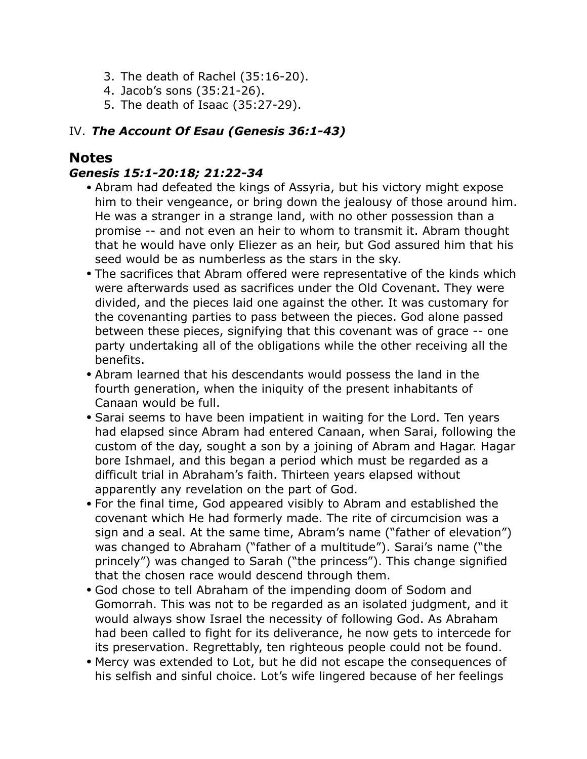3. The death of Rachel (35:16-20).
4. Jacob's sons (35:21-26).
5. The death of Isaac (35:27-29).

IV. ***The Account Of Esau (Genesis 36:1-43)***

## Notes

### *Genesis 15:1-20:18; 21:22-34*

- Abram had defeated the kings of Assyria, but his victory might expose him to their vengeance, or bring down the jealousy of those around him. He was a stranger in a strange land, with no other possession than a promise -- and not even an heir to whom to transmit it. Abram thought that he would have only Eliezer as an heir, but God assured him that his seed would be as numberless as the stars in the sky.
- The sacrifices that Abram offered were representative of the kinds which were afterwards used as sacrifices under the Old Covenant. They were divided, and the pieces laid one against the other. It was customary for the covenanting parties to pass between the pieces. God alone passed between these pieces, signifying that this covenant was of grace -- one party undertaking all of the obligations while the other receiving all the benefits.
- Abram learned that his descendants would possess the land in the fourth generation, when the iniquity of the present inhabitants of Canaan would be full.
- Sarai seems to have been impatient in waiting for the Lord. Ten years had elapsed since Abram had entered Canaan, when Sarai, following the custom of the day, sought a son by a joining of Abram and Hagar. Hagar bore Ishmael, and this began a period which must be regarded as a difficult trial in Abraham's faith. Thirteen years elapsed without apparently any revelation on the part of God.
- For the final time, God appeared visibly to Abram and established the covenant which He had formerly made. The rite of circumcision was a sign and a seal. At the same time, Abram's name ("father of elevation") was changed to Abraham ("father of a multitude"). Sarai's name ("the princely") was changed to Sarah ("the princess"). This change signified that the chosen race would descend through them.
- God chose to tell Abraham of the impending doom of Sodom and Gomorrah. This was not to be regarded as an isolated judgment, and it would always show Israel the necessity of following God. As Abraham had been called to fight for its deliverance, he now gets to intercede for its preservation. Regrettably, ten righteous people could not be found.
- Mercy was extended to Lot, but he did not escape the consequences of his selfish and sinful choice. Lot's wife lingered because of her feelings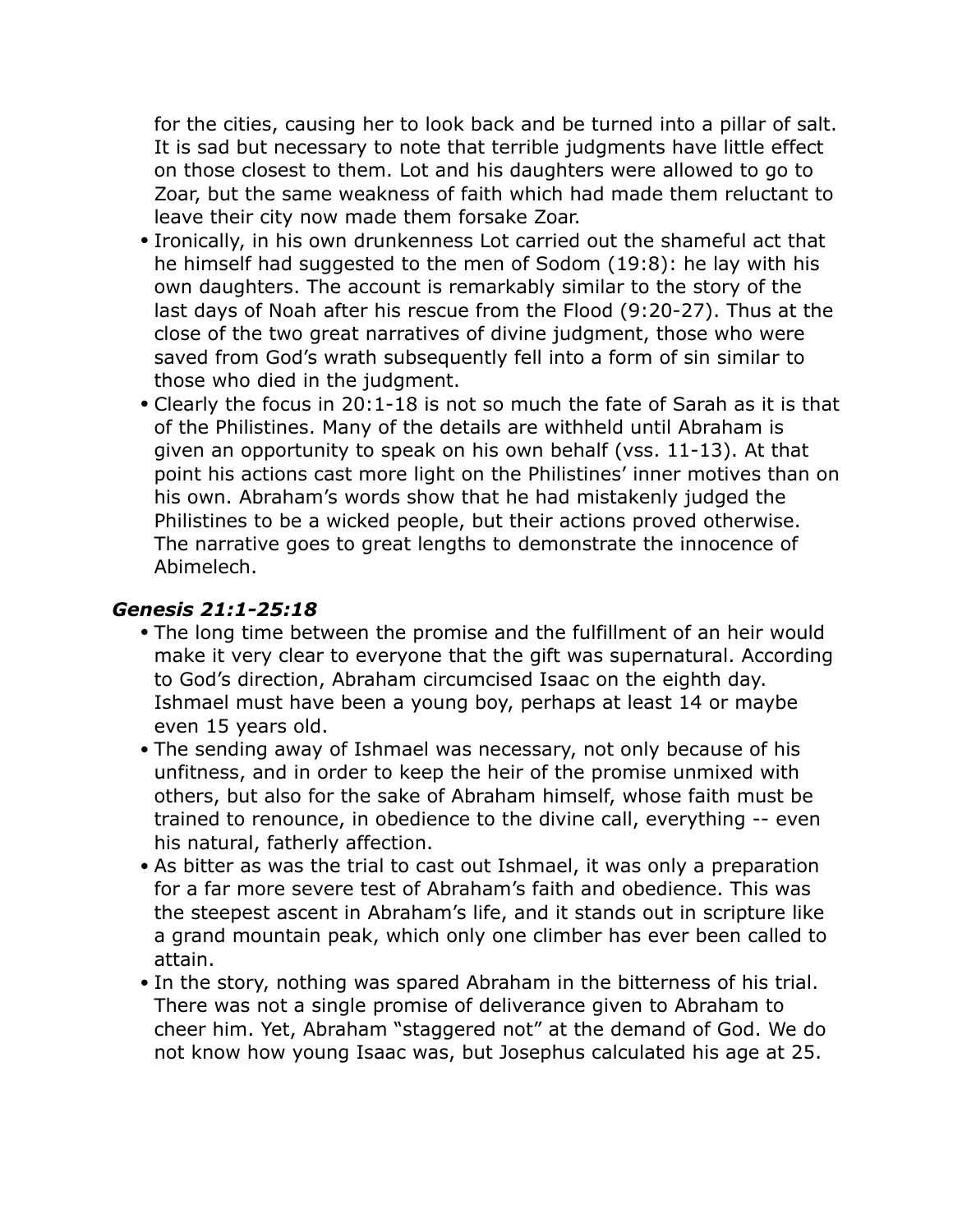for the cities, causing her to look back and be turned into a pillar of salt. It is sad but necessary to note that terrible judgments have little effect on those closest to them. Lot and his daughters were allowed to go to Zoar, but the same weakness of faith which had made them reluctant to leave their city now made them forsake Zoar.

- Ironically, in his own drunkenness Lot carried out the shameful act that he himself had suggested to the men of Sodom (19:8): he lay with his own daughters. The account is remarkably similar to the story of the last days of Noah after his rescue from the Flood (9:20-27). Thus at the close of the two great narratives of divine judgment, those who were saved from God's wrath subsequently fell into a form of sin similar to those who died in the judgment.
- Clearly the focus in 20:1-18 is not so much the fate of Sarah as it is that of the Philistines. Many of the details are withheld until Abraham is given an opportunity to speak on his own behalf (vss. 11-13). At that point his actions cast more light on the Philistines' inner motives than on his own. Abraham's words show that he had mistakenly judged the Philistines to be a wicked people, but their actions proved otherwise. The narrative goes to great lengths to demonstrate the innocence of Abimelech.

### *Genesis 21:1-25:18*

- The long time between the promise and the fulfillment of an heir would make it very clear to everyone that the gift was supernatural. According to God's direction, Abraham circumcised Isaac on the eighth day. Ishmael must have been a young boy, perhaps at least 14 or maybe even 15 years old.
- The sending away of Ishmael was necessary, not only because of his unfitness, and in order to keep the heir of the promise unmixed with others, but also for the sake of Abraham himself, whose faith must be trained to renounce, in obedience to the divine call, everything -- even his natural, fatherly affection.
- As bitter as was the trial to cast out Ishmael, it was only a preparation for a far more severe test of Abraham's faith and obedience. This was the steepest ascent in Abraham's life, and it stands out in scripture like a grand mountain peak, which only one climber has ever been called to attain.
- In the story, nothing was spared Abraham in the bitterness of his trial. There was not a single promise of deliverance given to Abraham to cheer him. Yet, Abraham "staggered not" at the demand of God. We do not know how young Isaac was, but Josephus calculated his age at 25.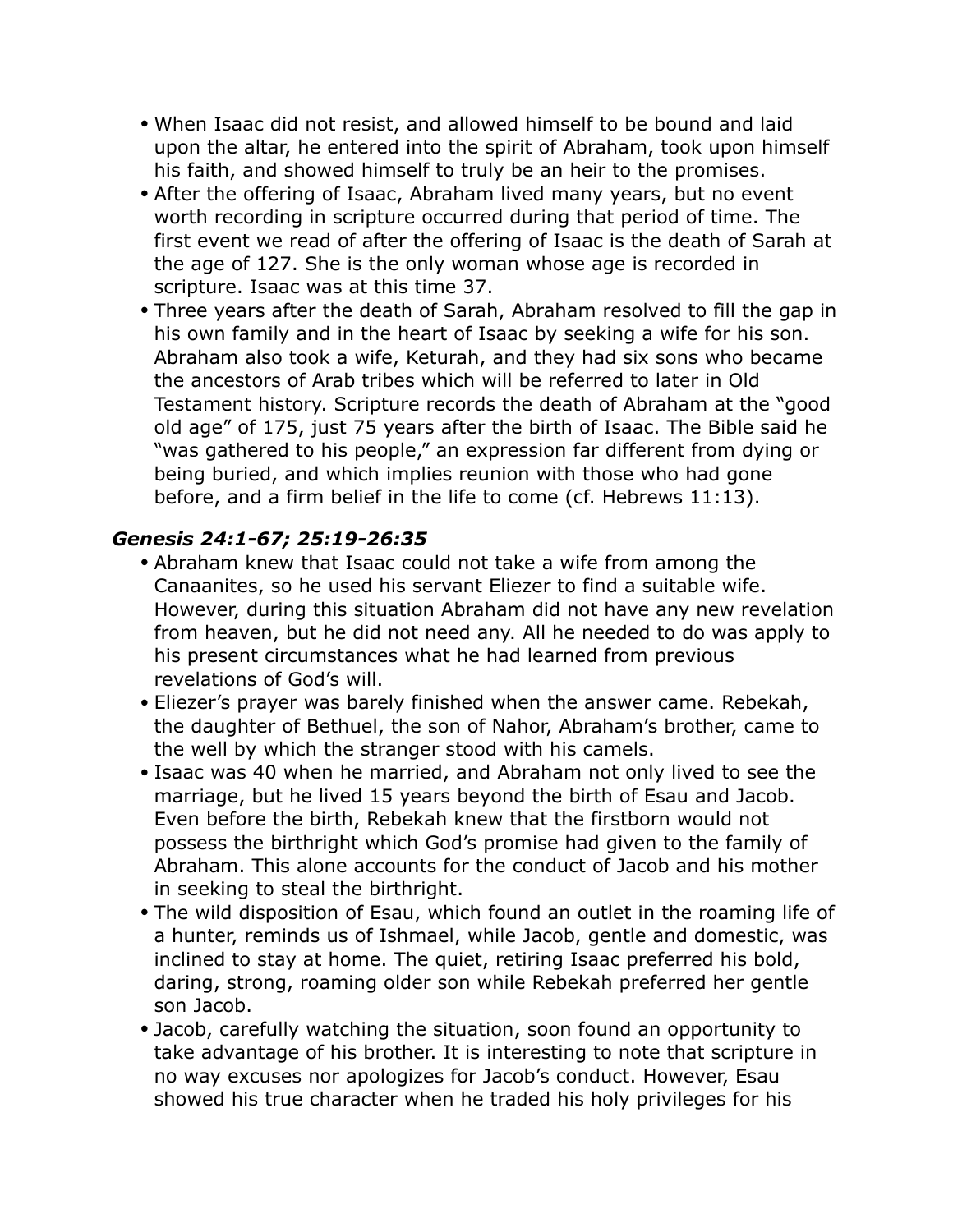- When Isaac did not resist, and allowed himself to be bound and laid upon the altar, he entered into the spirit of Abraham, took upon himself his faith, and showed himself to truly be an heir to the promises.
- After the offering of Isaac, Abraham lived many years, but no event worth recording in scripture occurred during that period of time. The first event we read of after the offering of Isaac is the death of Sarah at the age of 127. She is the only woman whose age is recorded in scripture. Isaac was at this time 37.
- Three years after the death of Sarah, Abraham resolved to fill the gap in his own family and in the heart of Isaac by seeking a wife for his son. Abraham also took a wife, Keturah, and they had six sons who became the ancestors of Arab tribes which will be referred to later in Old Testament history. Scripture records the death of Abraham at the "good old age" of 175, just 75 years after the birth of Isaac. The Bible said he "was gathered to his people," an expression far different from dying or being buried, and which implies reunion with those who had gone before, and a firm belief in the life to come (cf. Hebrews 11:13).

### *Genesis 24:1-67; 25:19-26:35*

- Abraham knew that Isaac could not take a wife from among the Canaanites, so he used his servant Eliezer to find a suitable wife. However, during this situation Abraham did not have any new revelation from heaven, but he did not need any. All he needed to do was apply to his present circumstances what he had learned from previous revelations of God's will.
- Eliezer's prayer was barely finished when the answer came. Rebekah, the daughter of Bethuel, the son of Nahor, Abraham's brother, came to the well by which the stranger stood with his camels.
- Isaac was 40 when he married, and Abraham not only lived to see the marriage, but he lived 15 years beyond the birth of Esau and Jacob. Even before the birth, Rebekah knew that the firstborn would not possess the birthright which God's promise had given to the family of Abraham. This alone accounts for the conduct of Jacob and his mother in seeking to steal the birthright.
- The wild disposition of Esau, which found an outlet in the roaming life of a hunter, reminds us of Ishmael, while Jacob, gentle and domestic, was inclined to stay at home. The quiet, retiring Isaac preferred his bold, daring, strong, roaming older son while Rebekah preferred her gentle son Jacob.
- Jacob, carefully watching the situation, soon found an opportunity to take advantage of his brother. It is interesting to note that scripture in no way excuses nor apologizes for Jacob's conduct. However, Esau showed his true character when he traded his holy privileges for his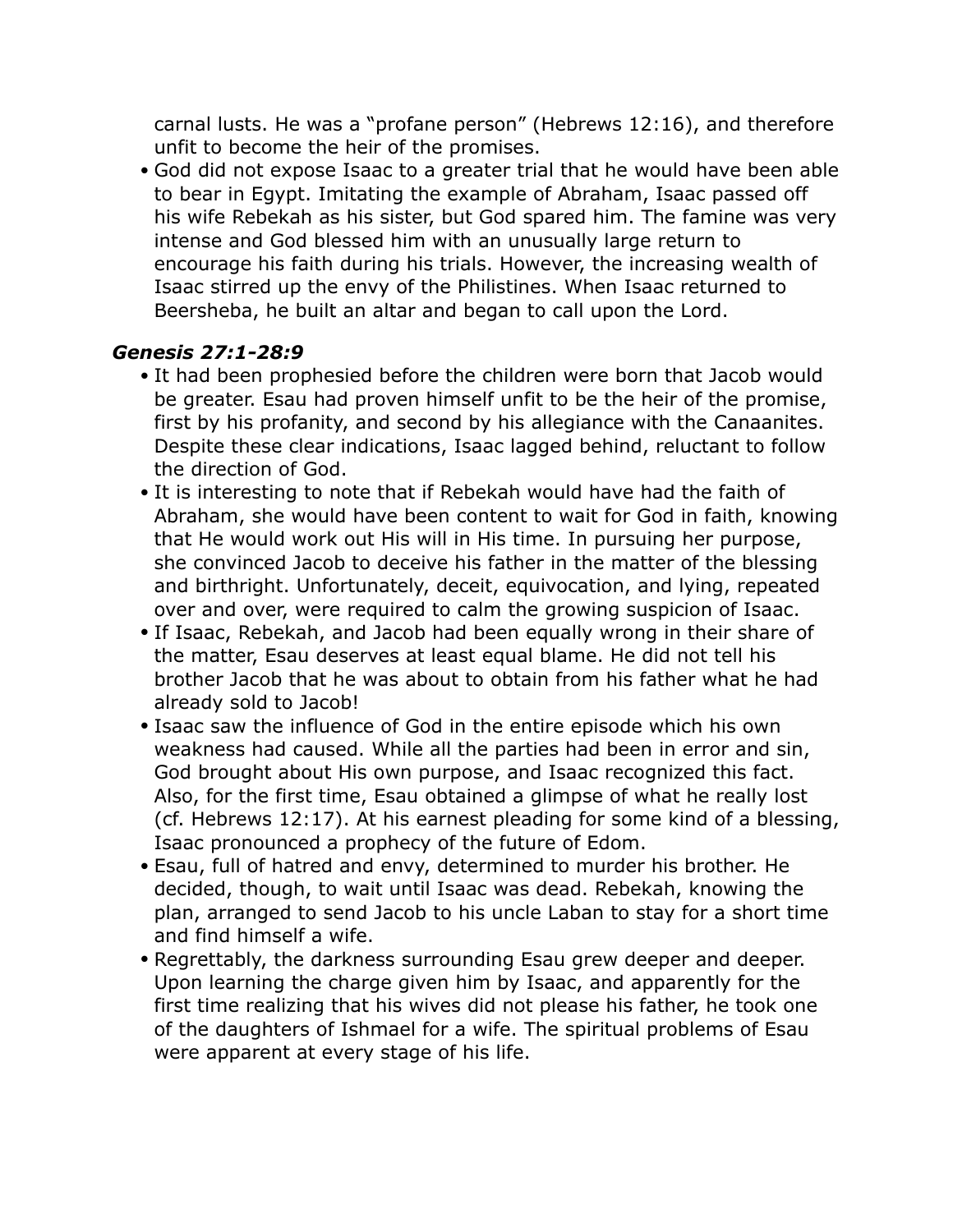carnal lusts. He was a "profane person" (Hebrews 12:16), and therefore unfit to become the heir of the promises.

- God did not expose Isaac to a greater trial that he would have been able to bear in Egypt. Imitating the example of Abraham, Isaac passed off his wife Rebekah as his sister, but God spared him. The famine was very intense and God blessed him with an unusually large return to encourage his faith during his trials. However, the increasing wealth of Isaac stirred up the envy of the Philistines. When Isaac returned to Beersheba, he built an altar and began to call upon the Lord.

### *Genesis 27:1-28:9*

- It had been prophesied before the children were born that Jacob would be greater. Esau had proven himself unfit to be the heir of the promise, first by his profanity, and second by his allegiance with the Canaanites. Despite these clear indications, Isaac lagged behind, reluctant to follow the direction of God.
- It is interesting to note that if Rebekah would have had the faith of Abraham, she would have been content to wait for God in faith, knowing that He would work out His will in His time. In pursuing her purpose, she convinced Jacob to deceive his father in the matter of the blessing and birthright. Unfortunately, deceit, equivocation, and lying, repeated over and over, were required to calm the growing suspicion of Isaac.
- If Isaac, Rebekah, and Jacob had been equally wrong in their share of the matter, Esau deserves at least equal blame. He did not tell his brother Jacob that he was about to obtain from his father what he had already sold to Jacob!
- Isaac saw the influence of God in the entire episode which his own weakness had caused. While all the parties had been in error and sin, God brought about His own purpose, and Isaac recognized this fact. Also, for the first time, Esau obtained a glimpse of what he really lost (cf. Hebrews 12:17). At his earnest pleading for some kind of a blessing, Isaac pronounced a prophecy of the future of Edom.
- Esau, full of hatred and envy, determined to murder his brother. He decided, though, to wait until Isaac was dead. Rebekah, knowing the plan, arranged to send Jacob to his uncle Laban to stay for a short time and find himself a wife.
- Regrettably, the darkness surrounding Esau grew deeper and deeper. Upon learning the charge given him by Isaac, and apparently for the first time realizing that his wives did not please his father, he took one of the daughters of Ishmael for a wife. The spiritual problems of Esau were apparent at every stage of his life.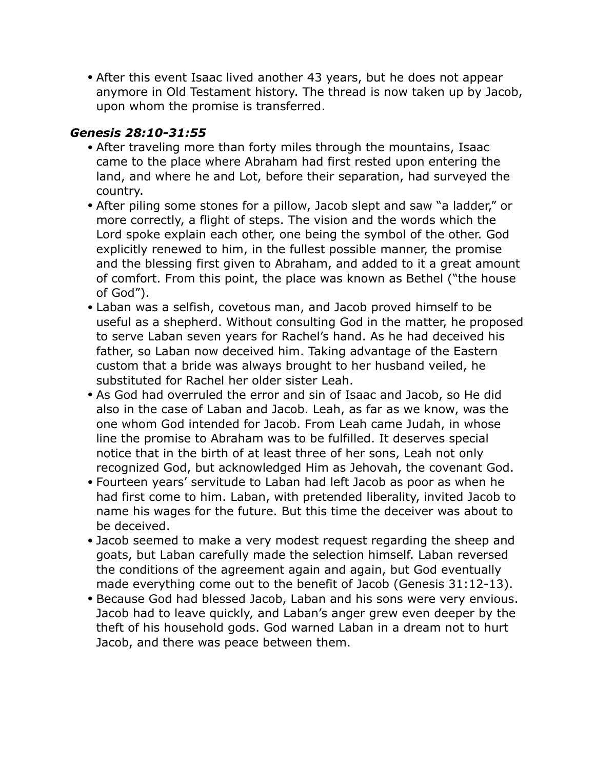- After this event Isaac lived another 43 years, but he does not appear anymore in Old Testament history. The thread is now taken up by Jacob, upon whom the promise is transferred.

### *Genesis 28:10-31:55*

- After traveling more than forty miles through the mountains, Isaac came to the place where Abraham had first rested upon entering the land, and where he and Lot, before their separation, had surveyed the country.
- After piling some stones for a pillow, Jacob slept and saw "a ladder," or more correctly, a flight of steps. The vision and the words which the Lord spoke explain each other, one being the symbol of the other. God explicitly renewed to him, in the fullest possible manner, the promise and the blessing first given to Abraham, and added to it a great amount of comfort. From this point, the place was known as Bethel ("the house of God").
- Laban was a selfish, covetous man, and Jacob proved himself to be useful as a shepherd. Without consulting God in the matter, he proposed to serve Laban seven years for Rachel's hand. As he had deceived his father, so Laban now deceived him. Taking advantage of the Eastern custom that a bride was always brought to her husband veiled, he substituted for Rachel her older sister Leah.
- As God had overruled the error and sin of Isaac and Jacob, so He did also in the case of Laban and Jacob. Leah, as far as we know, was the one whom God intended for Jacob. From Leah came Judah, in whose line the promise to Abraham was to be fulfilled. It deserves special notice that in the birth of at least three of her sons, Leah not only recognized God, but acknowledged Him as Jehovah, the covenant God.
- Fourteen years' servitude to Laban had left Jacob as poor as when he had first come to him. Laban, with pretended liberality, invited Jacob to name his wages for the future. But this time the deceiver was about to be deceived.
- Jacob seemed to make a very modest request regarding the sheep and goats, but Laban carefully made the selection himself. Laban reversed the conditions of the agreement again and again, but God eventually made everything come out to the benefit of Jacob (Genesis 31:12-13).
- Because God had blessed Jacob, Laban and his sons were very envious. Jacob had to leave quickly, and Laban's anger grew even deeper by the theft of his household gods. God warned Laban in a dream not to hurt Jacob, and there was peace between them.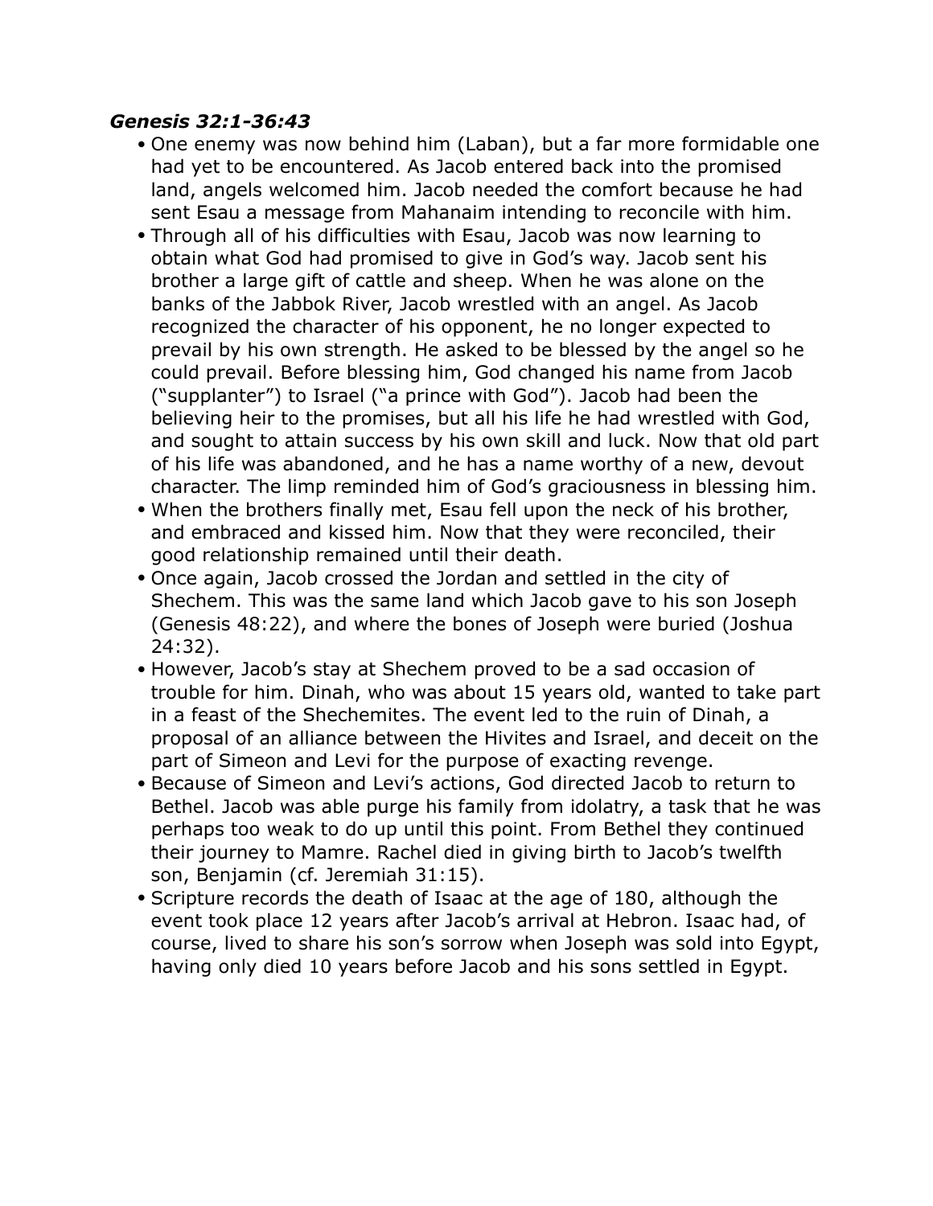***Genesis 32:1-36:43***

- One enemy was now behind him (Laban), but a far more formidable one had yet to be encountered. As Jacob entered back into the promised land, angels welcomed him. Jacob needed the comfort because he had sent Esau a message from Mahanaim intending to reconcile with him.
- Through all of his difficulties with Esau, Jacob was now learning to obtain what God had promised to give in God's way. Jacob sent his brother a large gift of cattle and sheep. When he was alone on the banks of the Jabbok River, Jacob wrestled with an angel. As Jacob recognized the character of his opponent, he no longer expected to prevail by his own strength. He asked to be blessed by the angel so he could prevail. Before blessing him, God changed his name from Jacob ("supplanter") to Israel ("a prince with God"). Jacob had been the believing heir to the promises, but all his life he had wrestled with God, and sought to attain success by his own skill and luck. Now that old part of his life was abandoned, and he has a name worthy of a new, devout character. The limp reminded him of God's graciousness in blessing him.
- When the brothers finally met, Esau fell upon the neck of his brother, and embraced and kissed him. Now that they were reconciled, their good relationship remained until their death.
- Once again, Jacob crossed the Jordan and settled in the city of Shechem. This was the same land which Jacob gave to his son Joseph (Genesis 48:22), and where the bones of Joseph were buried (Joshua 24:32).
- However, Jacob's stay at Shechem proved to be a sad occasion of trouble for him. Dinah, who was about 15 years old, wanted to take part in a feast of the Shechemites. The event led to the ruin of Dinah, a proposal of an alliance between the Hivites and Israel, and deceit on the part of Simeon and Levi for the purpose of exacting revenge.
- Because of Simeon and Levi's actions, God directed Jacob to return to Bethel. Jacob was able purge his family from idolatry, a task that he was perhaps too weak to do up until this point. From Bethel they continued their journey to Mamre. Rachel died in giving birth to Jacob's twelfth son, Benjamin (cf. Jeremiah 31:15).
- Scripture records the death of Isaac at the age of 180, although the event took place 12 years after Jacob's arrival at Hebron. Isaac had, of course, lived to share his son's sorrow when Joseph was sold into Egypt, having only died 10 years before Jacob and his sons settled in Egypt.